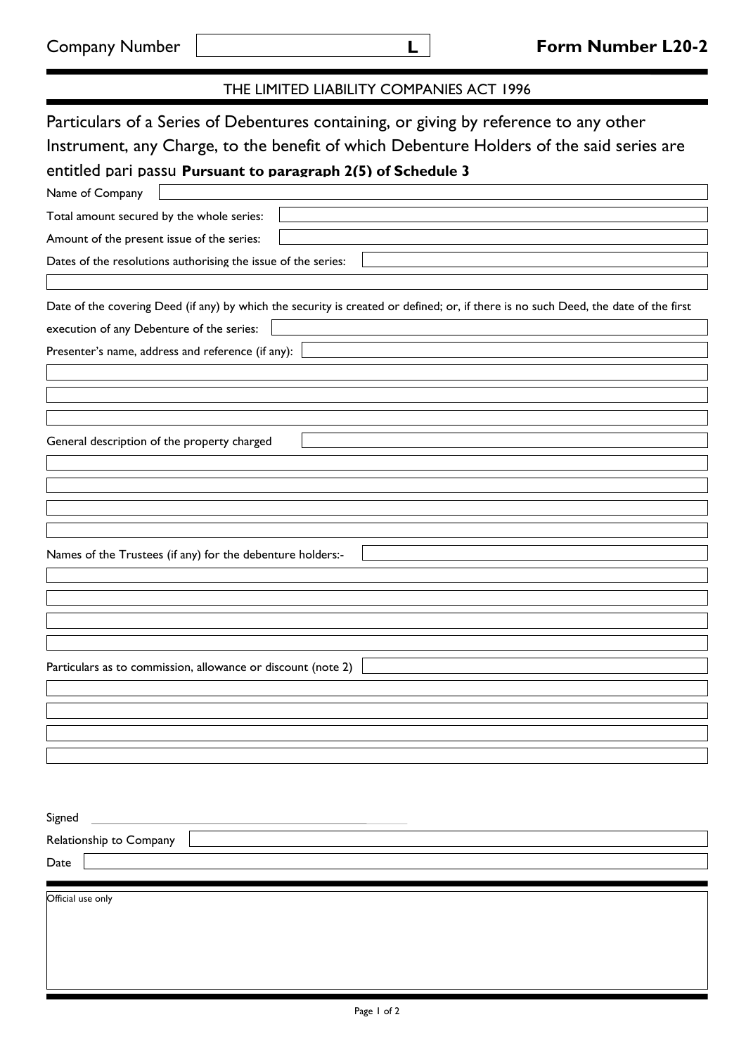Company Number L

**Form Number L20-2**

THE LIMITED LIABILITY COMPANIES ACT 1996

# Particulars of a Series of Debentures containing, or giving by reference to any other Instrument, any Charge, to the benefit of which Debenture Holders of the said series are entitled pari passu **Pursuant to paragraph 2(5) of Schedule 3**

Name of Company

Total amount secured by the whole series:

Amount of the present issue of the series:

Dates of the resolutions authorising the issue of the series:

Date of the covering Deed (if any) by which the security is created or defined; or, if there is no such Deed, the date of the first execution of any Debenture of the series:

Presenter's name, address and reference (if any):

General description of the property charged

Names of the Trustees (if any) for the debenture holders:-

Particulars as to commission, allowance or discount (note 2)

Signed

Relationship to Company

Date

Official use only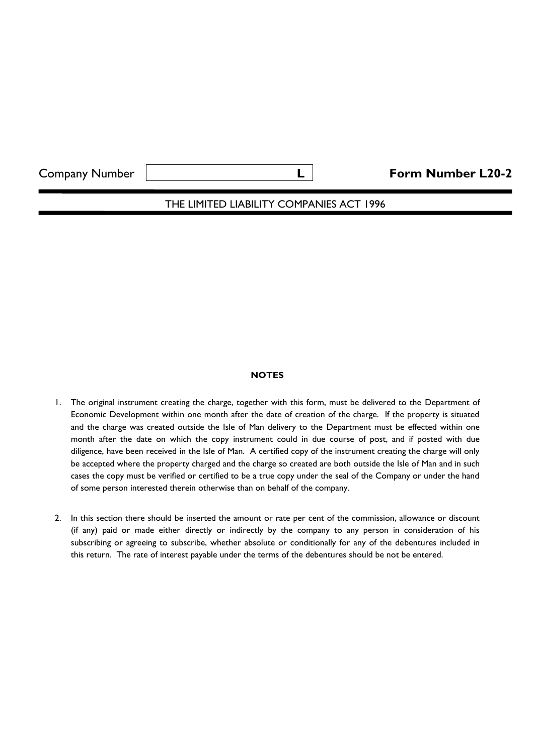| Company Number | L | **Form Number L20-2** |
| --- | --- | --- |

THE LIMITED LIABILITY COMPANIES ACT 1996

**NOTES**

1. The original instrument creating the charge, together with this form, must be delivered to the Department of Economic Development within one month after the date of creation of the charge. If the property is situated and the charge was created outside the Isle of Man delivery to the Department must be effected within one month after the date on which the copy instrument could in due course of post, and if posted with due diligence, have been received in the Isle of Man. A certified copy of the instrument creating the charge will only be accepted where the property charged and the charge so created are both outside the Isle of Man and in such cases the copy must be verified or certified to be a true copy under the seal of the Company or under the hand of some person interested therein otherwise than on behalf of the company.

2. In this section there should be inserted the amount or rate per cent of the commission, allowance or discount (if any) paid or made either directly or indirectly by the company to any person in consideration of his subscribing or agreeing to subscribe, whether absolute or conditionally for any of the debentures included in this return. The rate of interest payable under the terms of the debentures should be not be entered.